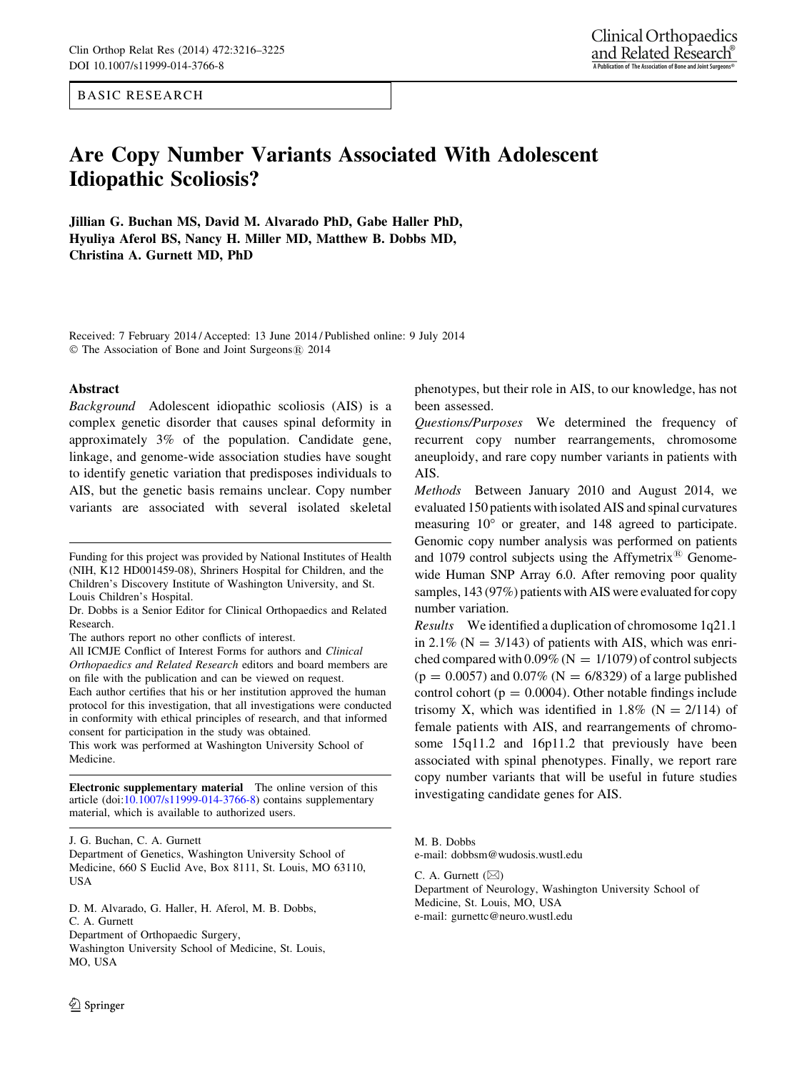BASIC RESEARCH

# Are Copy Number Variants Associated With Adolescent Idiopathic Scoliosis?

**Jillian G. Buchan MS, David M. Alvarado PhD, Gabe Haller PhD, Hyuliya Aferol BS, Nancy H. Miller MD, Matthew B. Dobbs MD, Christina A. Gurnett MD, PhD**

Received: 7 February 2014 / Accepted: 13 June 2014 / Published online: 9 July 2014
© The Association of Bone and Joint Surgeons® 2014

## Abstract

*Background* Adolescent idiopathic scoliosis (AIS) is a complex genetic disorder that causes spinal deformity in approximately 3% of the population. Candidate gene, linkage, and genome-wide association studies have sought to identify genetic variation that predisposes individuals to AIS, but the genetic basis remains unclear. Copy number variants are associated with several isolated skeletal phenotypes, but their role in AIS, to our knowledge, has not been assessed.

*Questions/Purposes* We determined the frequency of recurrent copy number rearrangements, chromosome aneuploidy, and rare copy number variants in patients with AIS.

*Methods* Between January 2010 and August 2014, we evaluated 150 patients with isolated AIS and spinal curvatures measuring 10° or greater, and 148 agreed to participate. Genomic copy number analysis was performed on patients and 1079 control subjects using the Affymetrix® Genome-wide Human SNP Array 6.0. After removing poor quality samples, 143 (97%) patients with AIS were evaluated for copy number variation.

*Results* We identified a duplication of chromosome 1q21.1 in 2.1% (N = 3/143) of patients with AIS, which was enriched compared with 0.09% (N = 1/1079) of control subjects ($p = 0.0057$) and 0.07% (N = 6/8329) of a large published control cohort ($p = 0.0004$). Other notable findings include trisomy X, which was identified in 1.8% (N = 2/114) of female patients with AIS, and rearrangements of chromosome 15q11.2 and 16p11.2 that previously have been associated with spinal phenotypes. Finally, we report rare copy number variants that will be useful in future studies investigating candidate genes for AIS.

---

Funding for this project was provided by National Institutes of Health (NIH, K12 HD001459-08), Shriners Hospital for Children, and the Children's Discovery Institute of Washington University, and St. Louis Children's Hospital.

Dr. Dobbs is a Senior Editor for Clinical Orthopaedics and Related Research.

The authors report no other conflicts of interest.

All ICMJE Conflict of Interest Forms for authors and *Clinical Orthopaedics and Related Research* editors and board members are on file with the publication and can be viewed on request.

Each author certifies that his or her institution approved the human protocol for this investigation, that all investigations were conducted in conformity with ethical principles of research, and that informed consent for participation in the study was obtained.

This work was performed at Washington University School of Medicine.

**Electronic supplementary material** The online version of this article (doi:10.1007/s11999-014-3766-8) contains supplementary material, which is available to authorized users.

J. G. Buchan, C. A. Gurnett
Department of Genetics, Washington University School of Medicine, 660 S Euclid Ave, Box 8111, St. Louis, MO 63110, USA

D. M. Alvarado, G. Haller, H. Aferol, M. B. Dobbs, C. A. Gurnett
Department of Orthopaedic Surgery, Washington University School of Medicine, St. Louis, MO, USA

M. B. Dobbs
e-mail: dobbsm@wudosis.wustl.edu

C. A. Gurnett (✉)
Department of Neurology, Washington University School of Medicine, St. Louis, MO, USA
e-mail: gurnettc@neuro.wustl.edu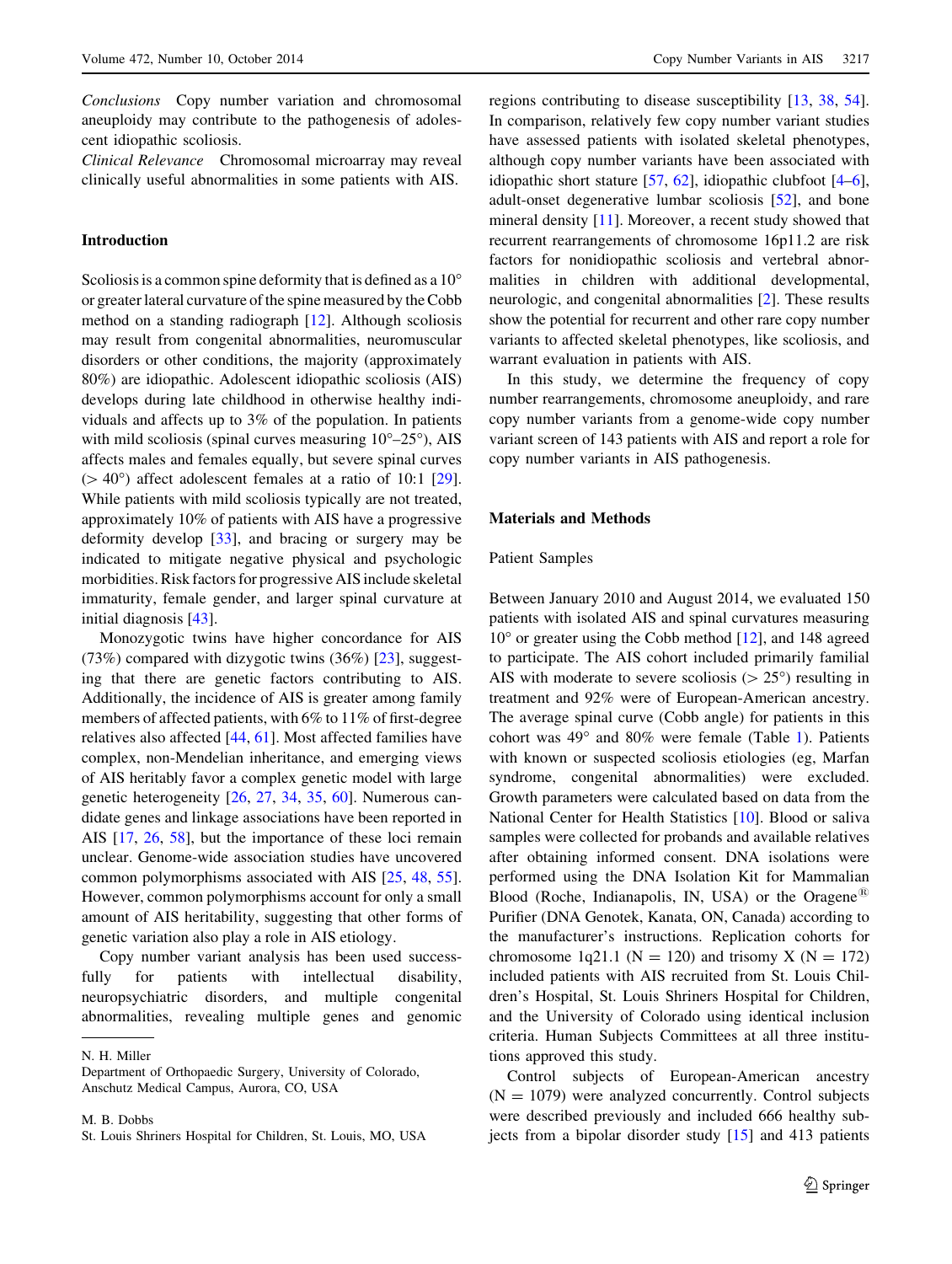*Conclusions* Copy number variation and chromosomal aneuploidy may contribute to the pathogenesis of adolescent idiopathic scoliosis.

*Clinical Relevance* Chromosomal microarray may reveal clinically useful abnormalities in some patients with AIS.

## Introduction

Scoliosis is a common spine deformity that is defined as a 10° or greater lateral curvature of the spine measured by the Cobb method on a standing radiograph [12]. Although scoliosis may result from congenital abnormalities, neuromuscular disorders or other conditions, the majority (approximately 80%) are idiopathic. Adolescent idiopathic scoliosis (AIS) develops during late childhood in otherwise healthy individuals and affects up to 3% of the population. In patients with mild scoliosis (spinal curves measuring 10°–25°), AIS affects males and females equally, but severe spinal curves (> 40°) affect adolescent females at a ratio of 10:1 [29]. While patients with mild scoliosis typically are not treated, approximately 10% of patients with AIS have a progressive deformity develop [33], and bracing or surgery may be indicated to mitigate negative physical and psychologic morbidities. Risk factors for progressive AIS include skeletal immaturity, female gender, and larger spinal curvature at initial diagnosis [43].

Monozygotic twins have higher concordance for AIS (73%) compared with dizygotic twins (36%) [23], suggesting that there are genetic factors contributing to AIS. Additionally, the incidence of AIS is greater among family members of affected patients, with 6% to 11% of first-degree relatives also affected [44, 61]. Most affected families have complex, non-Mendelian inheritance, and emerging views of AIS heritably favor a complex genetic model with large genetic heterogeneity [26, 27, 34, 35, 60]. Numerous candidate genes and linkage associations have been reported in AIS [17, 26, 58], but the importance of these loci remain unclear. Genome-wide association studies have uncovered common polymorphisms associated with AIS [25, 48, 55]. However, common polymorphisms account for only a small amount of AIS heritability, suggesting that other forms of genetic variation also play a role in AIS etiology.

Copy number variant analysis has been used successfully for patients with intellectual disability, neuropsychiatric disorders, and multiple congenital abnormalities, revealing multiple genes and genomic regions contributing to disease susceptibility [13, 38, 54]. In comparison, relatively few copy number variant studies have assessed patients with isolated skeletal phenotypes, although copy number variants have been associated with idiopathic short stature [57, 62], idiopathic clubfoot [4–6], adult-onset degenerative lumbar scoliosis [52], and bone mineral density [11]. Moreover, a recent study showed that recurrent rearrangements of chromosome 16p11.2 are risk factors for nonidiopathic scoliosis and vertebral abnormalities in children with additional developmental, neurologic, and congenital abnormalities [2]. These results show the potential for recurrent and other rare copy number variants to affected skeletal phenotypes, like scoliosis, and warrant evaluation in patients with AIS.

In this study, we determine the frequency of copy number rearrangements, chromosome aneuploidy, and rare copy number variants from a genome-wide copy number variant screen of 143 patients with AIS and report a role for copy number variants in AIS pathogenesis.

## Materials and Methods

### Patient Samples

Between January 2010 and August 2014, we evaluated 150 patients with isolated AIS and spinal curvatures measuring 10° or greater using the Cobb method [12], and 148 agreed to participate. The AIS cohort included primarily familial AIS with moderate to severe scoliosis (> 25°) resulting in treatment and 92% were of European-American ancestry. The average spinal curve (Cobb angle) for patients in this cohort was 49° and 80% were female (Table 1). Patients with known or suspected scoliosis etiologies (eg, Marfan syndrome, congenital abnormalities) were excluded. Growth parameters were calculated based on data from the National Center for Health Statistics [10]. Blood or saliva samples were collected for probands and available relatives after obtaining informed consent. DNA isolations were performed using the DNA Isolation Kit for Mammalian Blood (Roche, Indianapolis, IN, USA) or the Oragene® Purifier (DNA Genotek, Kanata, ON, Canada) according to the manufacturer's instructions. Replication cohorts for chromosome 1q21.1 (N = 120) and trisomy X (N = 172) included patients with AIS recruited from St. Louis Children's Hospital, St. Louis Shriners Hospital for Children, and the University of Colorado using identical inclusion criteria. Human Subjects Committees at all three institutions approved this study.

Control subjects of European-American ancestry (N = 1079) were analyzed concurrently. Control subjects were described previously and included 666 healthy subjects from a bipolar disorder study [15] and 413 patients

N. H. Miller
Department of Orthopaedic Surgery, University of Colorado, Anschutz Medical Campus, Aurora, CO, USA

M. B. Dobbs
St. Louis Shriners Hospital for Children, St. Louis, MO, USA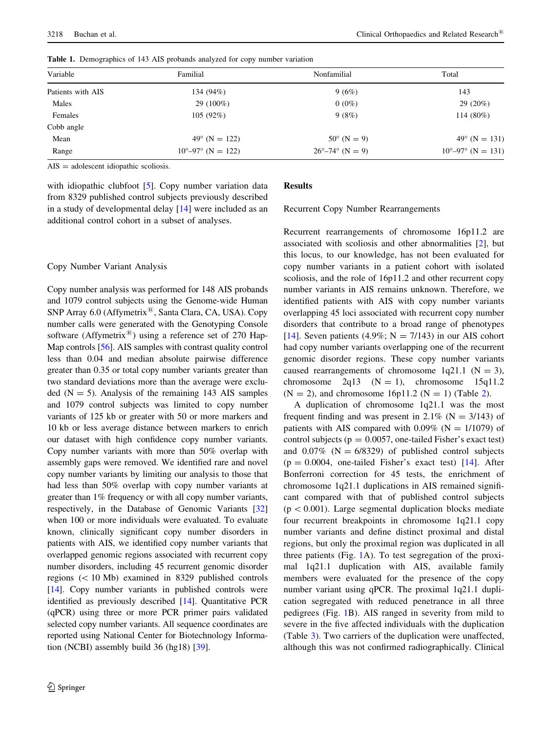**Table 1.** Demographics of 143 AIS probands analyzed for copy number variation

| Variable | Familial | Nonfamilial | Total |
|---|---|---|---|
| Patients with AIS | 134 (94%) | 9 (6%) | 143 |
| Males | 29 (100%) | 0 (0%) | 29 (20%) |
| Females | 105 (92%) | 9 (8%) | 114 (80%) |
| Cobb angle | | | |
| Mean | 49° (N = 122) | 50° (N = 9) | 49° (N = 131) |
| Range | 10°–97° (N = 122) | 26°–74° (N = 9) | 10°–97° (N = 131) |

AIS = adolescent idiopathic scoliosis.

with idiopathic clubfoot [5]. Copy number variation data from 8329 published control subjects previously described in a study of developmental delay [14] were included as an additional control cohort in a subset of analyses.

### Copy Number Variant Analysis

Copy number analysis was performed for 148 AIS probands and 1079 control subjects using the Genome-wide Human SNP Array 6.0 (Affymetrix®, Santa Clara, CA, USA). Copy number calls were generated with the Genotyping Console software (Affymetrix®) using a reference set of 270 HapMap controls [56]. AIS samples with contrast quality control less than 0.04 and median absolute pairwise difference greater than 0.35 or total copy number variants greater than two standard deviations more than the average were excluded (N = 5). Analysis of the remaining 143 AIS samples and 1079 control subjects was limited to copy number variants of 125 kb or greater with 50 or more markers and 10 kb or less average distance between markers to enrich our dataset with high confidence copy number variants. Copy number variants with more than 50% overlap with assembly gaps were removed. We identified rare and novel copy number variants by limiting our analysis to those that had less than 50% overlap with copy number variants at greater than 1% frequency or with all copy number variants, respectively, in the Database of Genomic Variants [32] when 100 or more individuals were evaluated. To evaluate known, clinically significant copy number disorders in patients with AIS, we identified copy number variants that overlapped genomic regions associated with recurrent copy number disorders, including 45 recurrent genomic disorder regions (< 10 Mb) examined in 8329 published controls [14]. Copy number variants in published controls were identified as previously described [14]. Quantitative PCR (qPCR) using three or more PCR primer pairs validated selected copy number variants. All sequence coordinates are reported using National Center for Biotechnology Information (NCBI) assembly build 36 (hg18) [39].

## Results

### Recurrent Copy Number Rearrangements

Recurrent rearrangements of chromosome 16p11.2 are associated with scoliosis and other abnormalities [2], but this locus, to our knowledge, has not been evaluated for copy number variants in a patient cohort with isolated scoliosis, and the role of 16p11.2 and other recurrent copy number variants in AIS remains unknown. Therefore, we identified patients with AIS with copy number variants overlapping 45 loci associated with recurrent copy number disorders that contribute to a broad range of phenotypes [14]. Seven patients (4.9%; N = 7/143) in our AIS cohort had copy number variants overlapping one of the recurrent genomic disorder regions. These copy number variants caused rearrangements of chromosome 1q21.1 (N = 3), chromosome 2q13 (N = 1), chromosome 15q11.2 (N = 2), and chromosome 16p11.2 (N = 1) (Table 2).

A duplication of chromosome 1q21.1 was the most frequent finding and was present in 2.1% (N = 3/143) of patients with AIS compared with 0.09% (N = 1/1079) of control subjects ($p = 0.0057$, one-tailed Fisher's exact test) and 0.07% (N = 6/8329) of published control subjects ($p = 0.0004$, one-tailed Fisher's exact test) [14]. After Bonferroni correction for 45 tests, the enrichment of chromosome 1q21.1 duplications in AIS remained significant compared with that of published control subjects ($p < 0.001$). Large segmental duplication blocks mediate four recurrent breakpoints in chromosome 1q21.1 copy number variants and define distinct proximal and distal regions, but only the proximal region was duplicated in all three patients (Fig. 1A). To test segregation of the proximal 1q21.1 duplication with AIS, available family members were evaluated for the presence of the copy number variant using qPCR. The proximal 1q21.1 duplication segregated with reduced penetrance in all three pedigrees (Fig. 1B). AIS ranged in severity from mild to severe in the five affected individuals with the duplication (Table 3). Two carriers of the duplication were unaffected, although this was not confirmed radiographically. Clinical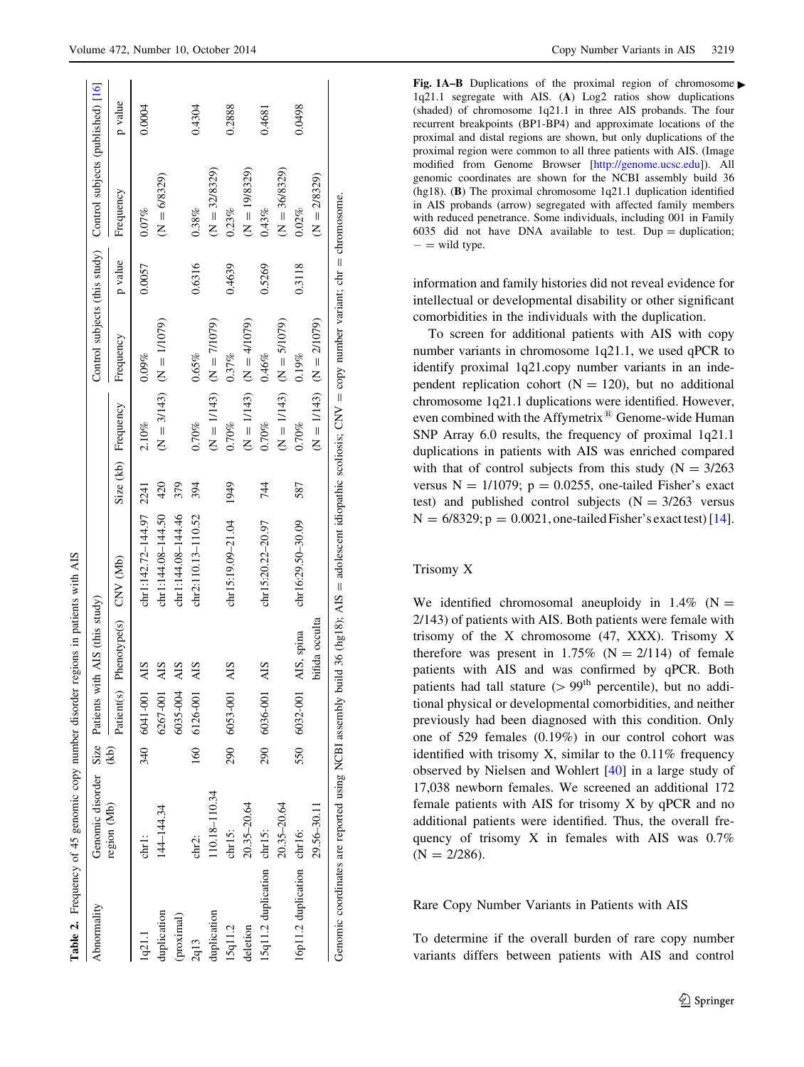**Table 2.** Frequency of 45 genomic copy number disorder regions in patients with AIS

| Abnormality | Genomic disorder region (Mb) | Size (kb) | Patients with AIS (this study) | | | | | Control subjects (this study) | | Control subjects (published) [16] | |
|---|---|---|---|---|---|---|---|---|---|---|---|
| | | | Patient(s) | Phenotype(s) | CNV (Mb) | Size (kb) | Frequency | Frequency | p value | Frequency | p value |
| 1q21.1 duplication (proximal) | chr1: 144–144.34 | 340 | 6041-001 | AIS | chr1:142.72–144.97 | 2241 | 2.10% (N = 3/143) | 0.09% (N = 1/1079) | 0.0057 | 0.07% (N = 6/8329) | 0.0004 |
| | | | 6267-001 | AIS | chr1:144.08–144.50 | 420 | | | | | |
| | | | 6035-004 | AIS | chr1:144.08–144.46 | 379 | | | | | |
| 2q13 duplication | chr2: 110.18–110.34 | 160 | 6126-001 | AIS | chr2:110.13–110.52 | 394 | 0.70% (N = 1/143) | 0.65% (N = 7/1079) | 0.6316 | 0.38% (N = 32/8329) | 0.4304 |
| 15q11.2 deletion | chr15: 20.35–20.64 | 290 | 6053-001 | AIS | chr15:19.09–21.04 | 1949 | 0.70% (N = 1/143) | 0.37% (N = 4/1079) | 0.4639 | 0.23% (N = 19/8329) | 0.2888 |
| 15q11.2 duplication | chr15: 20.35–20.64 | 290 | 6036-001 | AIS | chr15:20.22–20.97 | 744 | 0.70% (N = 1/143) | 0.46% (N = 5/1079) | 0.5269 | 0.43% (N = 36/8329) | 0.4681 |
| 16p11.2 duplication | chr16: 29.56–30.11 | 550 | 6032-001 | AIS, spina bifida occulta | chr16:29.50–30.09 | 587 | 0.70% (N = 1/143) | 0.19% (N = 2/1079) | 0.3118 | 0.02% (N = 2/8329) | 0.0498 |

Genomic coordinates are reported using NCBI assembly build 36 (hg18); AIS = adolescent idiopathic scoliosis; CNV = copy number variant; chr = chromosome.

**Fig. 1A–B** Duplications of the proximal region of chromosome 1q21.1 segregate with AIS. (**A**) Log2 ratios show duplications (shaded) of chromosome 1q21.1 in three AIS probands. The four recurrent breakpoints (BP1-BP4) and approximate locations of the proximal and distal regions are shown, but only duplications of the proximal region were common to all three patients with AIS. (Image modified from Genome Browser [http://genome.ucsc.edu]). All genomic coordinates are shown for the NCBI assembly build 36 (hg18). (**B**) The proximal chromosome 1q21.1 duplication identified in AIS probands (arrow) segregated with affected family members with reduced penetrance. Some individuals, including 001 in Family 6035 did not have DNA available to test. Dup = duplication; − = wild type.

information and family histories did not reveal evidence for intellectual or developmental disability or other significant comorbidities in the individuals with the duplication.

To screen for additional patients with AIS with copy number variants in chromosome 1q21.1, we used qPCR to identify proximal 1q21.copy number variants in an independent replication cohort (N = 120), but no additional chromosome 1q21.1 duplications were identified. However, even combined with the Affymetrix® Genome-wide Human SNP Array 6.0 results, the frequency of proximal 1q21.1 duplications in patients with AIS was enriched compared with that of control subjects from this study (N = 3/263 versus N = 1/1079; p = 0.0255, one-tailed Fisher's exact test) and published control subjects (N = 3/263 versus N = 6/8329; p = 0.0021, one-tailed Fisher's exact test) [14].

## Trisomy X

We identified chromosomal aneuploidy in 1.4% (N = 2/143) of patients with AIS. Both patients were female with trisomy of the X chromosome (47, XXX). Trisomy X therefore was present in 1.75% (N = 2/114) of female patients with AIS and was confirmed by qPCR. Both patients had tall stature (> 99[th] percentile), but no additional physical or developmental comorbidities, and neither previously had been diagnosed with this condition. Only one of 529 females (0.19%) in our control cohort was identified with trisomy X, similar to the 0.11% frequency observed by Nielsen and Wohlert [40] in a large study of 17,038 newborn females. We screened an additional 172 female patients with AIS for trisomy X by qPCR and no additional patients were identified. Thus, the overall frequency of trisomy X in females with AIS was 0.7% (N = 2/286).

## Rare Copy Number Variants in Patients with AIS

To determine if the overall burden of rare copy number variants differs between patients with AIS and control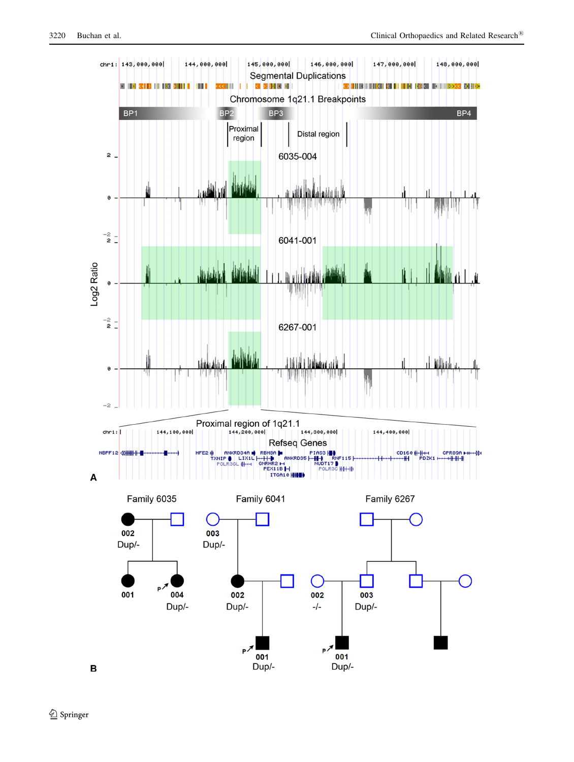chr1: 143,000,000 | 144,000,000 | 145,000,000 | 146,000,000 | 147,000,000 | 148,000,000

Segmental Duplications

Chromosome 1q21.1 Breakpoints

BP1 BP2 BP3 BP4

Proximal region

Distal region

6035-004

6041-001

6267-001

Log2 Ratio

Proximal region of 1q21.1

chr1: 144,100,000 | 144,200,000 | 144,300,000 | 144,400,000

Refseq Genes

NBPF12, HFE2, TXNIP, POLR3GL, ANKRD34A, LIX1L, RBM8A, GNRHR2, PEX11B, ITGA10, ANKRD35, PIAS3, NUDT17, POLR3C, RNF115, CD160, PDZK1, GPR89A

A

Family 6035

002 Dup/-

001

004 Dup/-

Family 6041

003 Dup/-

002 Dup/-

001 Dup/-

Family 6267

002 -/-

003 Dup/-

001 Dup/-

B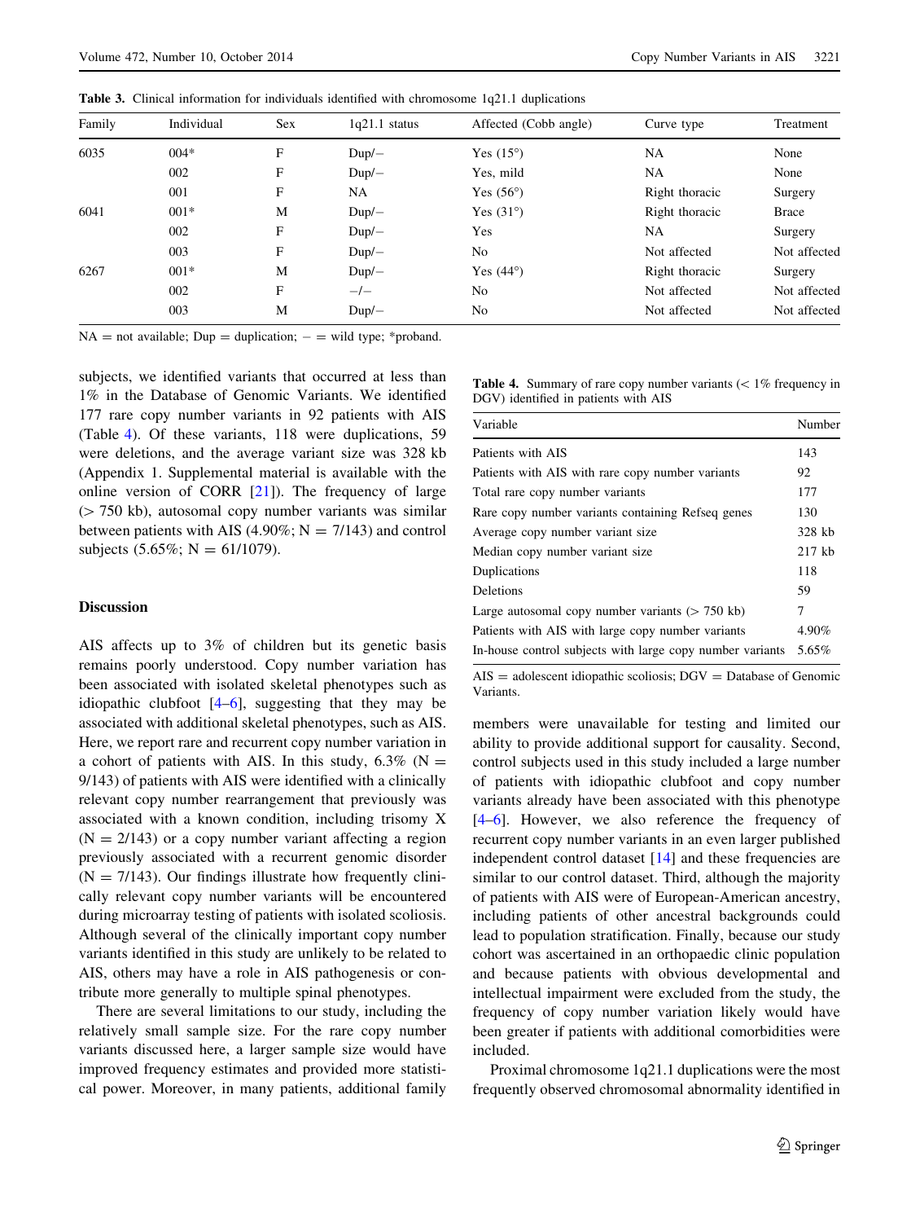**Table 3.** Clinical information for individuals identified with chromosome 1q21.1 duplications

| Family | Individual | Sex | 1q21.1 status | Affected (Cobb angle) | Curve type | Treatment |
|---|---|---|---|---|---|---|
| 6035 | 004* | F | Dup/− | Yes (15°) | NA | None |
| | 002 | F | Dup/− | Yes, mild | NA | None |
| | 001 | F | NA | Yes (56°) | Right thoracic | Surgery |
| 6041 | 001* | M | Dup/− | Yes (31°) | Right thoracic | Brace |
| | 002 | F | Dup/− | Yes | NA | Surgery |
| | 003 | F | Dup/− | No | Not affected | Not affected |
| 6267 | 001* | M | Dup/− | Yes (44°) | Right thoracic | Surgery |
| | 002 | F | −/− | No | Not affected | Not affected |
| | 003 | M | Dup/− | No | Not affected | Not affected |

NA = not available; Dup = duplication; − = wild type; *proband.

subjects, we identified variants that occurred at less than 1% in the Database of Genomic Variants. We identified 177 rare copy number variants in 92 patients with AIS (Table 4). Of these variants, 118 were duplications, 59 were deletions, and the average variant size was 328 kb (Appendix 1. Supplemental material is available with the online version of CORR [21]). The frequency of large (> 750 kb), autosomal copy number variants was similar between patients with AIS (4.90%; N = 7/143) and control subjects (5.65%; N = 61/1079).

**Table 4.** Summary of rare copy number variants (< 1% frequency in DGV) identified in patients with AIS

| Variable | Number |
|---|---|
| Patients with AIS | 143 |
| Patients with AIS with rare copy number variants | 92 |
| Total rare copy number variants | 177 |
| Rare copy number variants containing Refseq genes | 130 |
| Average copy number variant size | 328 kb |
| Median copy number variant size | 217 kb |
| Duplications | 118 |
| Deletions | 59 |
| Large autosomal copy number variants (> 750 kb) | 7 |
| Patients with AIS with large copy number variants | 4.90% |
| In-house control subjects with large copy number variants | 5.65% |

AIS = adolescent idiopathic scoliosis; DGV = Database of Genomic Variants.

## Discussion

AIS affects up to 3% of children but its genetic basis remains poorly understood. Copy number variation has been associated with isolated skeletal phenotypes such as idiopathic clubfoot [4–6], suggesting that they may be associated with additional skeletal phenotypes, such as AIS. Here, we report rare and recurrent copy number variation in a cohort of patients with AIS. In this study, 6.3% (N = 9/143) of patients with AIS were identified with a clinically relevant copy number rearrangement that previously was associated with a known condition, including trisomy X (N = 2/143) or a copy number variant affecting a region previously associated with a recurrent genomic disorder (N = 7/143). Our findings illustrate how frequently clinically relevant copy number variants will be encountered during microarray testing of patients with isolated scoliosis. Although several of the clinically important copy number variants identified in this study are unlikely to be related to AIS, others may have a role in AIS pathogenesis or contribute more generally to multiple spinal phenotypes.

There are several limitations to our study, including the relatively small sample size. For the rare copy number variants discussed here, a larger sample size would have improved frequency estimates and provided more statistical power. Moreover, in many patients, additional family members were unavailable for testing and limited our ability to provide additional support for causality. Second, control subjects used in this study included a large number of patients with idiopathic clubfoot and copy number variants already have been associated with this phenotype [4–6]. However, we also reference the frequency of recurrent copy number variants in an even larger published independent control dataset [14] and these frequencies are similar to our control dataset. Third, although the majority of patients with AIS were of European-American ancestry, including patients of other ancestral backgrounds could lead to population stratification. Finally, because our study cohort was ascertained in an orthopaedic clinic population and because patients with obvious developmental and intellectual impairment were excluded from the study, the frequency of copy number variation likely would have been greater if patients with additional comorbidities were included.

Proximal chromosome 1q21.1 duplications were the most frequently observed chromosomal abnormality identified in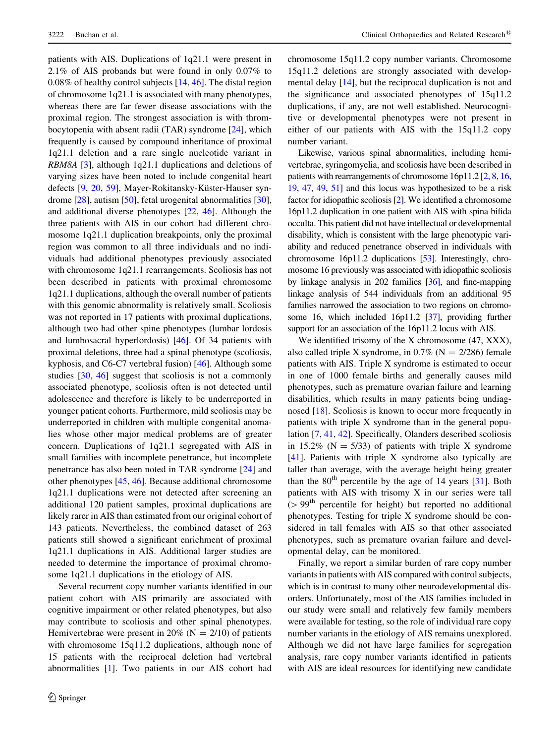patients with AIS. Duplications of 1q21.1 were present in 2.1% of AIS probands but were found in only 0.07% to 0.08% of healthy control subjects [14, 46]. The distal region of chromosome 1q21.1 is associated with many phenotypes, whereas there are far fewer disease associations with the proximal region. The strongest association is with thrombocytopenia with absent radii (TAR) syndrome [24], which frequently is caused by compound inheritance of proximal 1q21.1 deletion and a rare single nucleotide variant in *RBM8A* [3], although 1q21.1 duplications and deletions of varying sizes have been noted to include congenital heart defects [9, 20, 59], Mayer-Rokitansky-Küster-Hauser syndrome [28], autism [50], fetal urogenital abnormalities [30], and additional diverse phenotypes [22, 46]. Although the three patients with AIS in our cohort had different chromosome 1q21.1 duplication breakpoints, only the proximal region was common to all three individuals and no individuals had additional phenotypes previously associated with chromosome 1q21.1 rearrangements. Scoliosis has not been described in patients with proximal chromosome 1q21.1 duplications, although the overall number of patients with this genomic abnormality is relatively small. Scoliosis was not reported in 17 patients with proximal duplications, although two had other spine phenotypes (lumbar lordosis and lumbosacral hyperlordosis) [46]. Of 34 patients with proximal deletions, three had a spinal phenotype (scoliosis, kyphosis, and C6-C7 vertebral fusion) [46]. Although some studies [30, 46] suggest that scoliosis is not a commonly associated phenotype, scoliosis often is not detected until adolescence and therefore is likely to be underreported in younger patient cohorts. Furthermore, mild scoliosis may be underreported in children with multiple congenital anomalies whose other major medical problems are of greater concern. Duplications of 1q21.1 segregated with AIS in small families with incomplete penetrance, but incomplete penetrance has also been noted in TAR syndrome [24] and other phenotypes [45, 46]. Because additional chromosome 1q21.1 duplications were not detected after screening an additional 120 patient samples, proximal duplications are likely rarer in AIS than estimated from our original cohort of 143 patients. Nevertheless, the combined dataset of 263 patients still showed a significant enrichment of proximal 1q21.1 duplications in AIS. Additional larger studies are needed to determine the importance of proximal chromosome 1q21.1 duplications in the etiology of AIS.

Several recurrent copy number variants identified in our patient cohort with AIS primarily are associated with cognitive impairment or other related phenotypes, but also may contribute to scoliosis and other spinal phenotypes. Hemivertebrae were present in 20% (N = 2/10) of patients with chromosome 15q11.2 duplications, although none of 15 patients with the reciprocal deletion had vertebral abnormalities [1]. Two patients in our AIS cohort had chromosome 15q11.2 copy number variants. Chromosome 15q11.2 deletions are strongly associated with developmental delay [14], but the reciprocal duplication is not and the significance and associated phenotypes of 15q11.2 duplications, if any, are not well established. Neurocognitive or developmental phenotypes were not present in either of our patients with AIS with the 15q11.2 copy number variant.

Likewise, various spinal abnormalities, including hemivertebrae, syringomyelia, and scoliosis have been described in patients with rearrangements of chromosome 16p11.2 [2, 8, 16, 19, 47, 49, 51] and this locus was hypothesized to be a risk factor for idiopathic scoliosis [2]. We identified a chromosome 16p11.2 duplication in one patient with AIS with spina bifida occulta. This patient did not have intellectual or developmental disability, which is consistent with the large phenotypic variability and reduced penetrance observed in individuals with chromosome 16p11.2 duplications [53]. Interestingly, chromosome 16 previously was associated with idiopathic scoliosis by linkage analysis in 202 families [36], and fine-mapping linkage analysis of 544 individuals from an additional 95 families narrowed the association to two regions on chromosome 16, which included 16p11.2 [37], providing further support for an association of the 16p11.2 locus with AIS.

We identified trisomy of the X chromosome (47, XXX), also called triple X syndrome, in 0.7% (N = 2/286) female patients with AIS. Triple X syndrome is estimated to occur in one of 1000 female births and generally causes mild phenotypes, such as premature ovarian failure and learning disabilities, which results in many patients being undiagnosed [18]. Scoliosis is known to occur more frequently in patients with triple X syndrome than in the general population [7, 41, 42]. Specifically, Olanders described scoliosis in 15.2% (N = 5/33) of patients with triple X syndrome [41]. Patients with triple X syndrome also typically are taller than average, with the average height being greater than the 80$^{th}$ percentile by the age of 14 years [31]. Both patients with AIS with trisomy X in our series were tall (> 99$^{th}$ percentile for height) but reported no additional phenotypes. Testing for triple X syndrome should be considered in tall females with AIS so that other associated phenotypes, such as premature ovarian failure and developmental delay, can be monitored.

Finally, we report a similar burden of rare copy number variants in patients with AIS compared with control subjects, which is in contrast to many other neurodevelopmental disorders. Unfortunately, most of the AIS families included in our study were small and relatively few family members were available for testing, so the role of individual rare copy number variants in the etiology of AIS remains unexplored. Although we did not have large families for segregation analysis, rare copy number variants identified in patients with AIS are ideal resources for identifying new candidate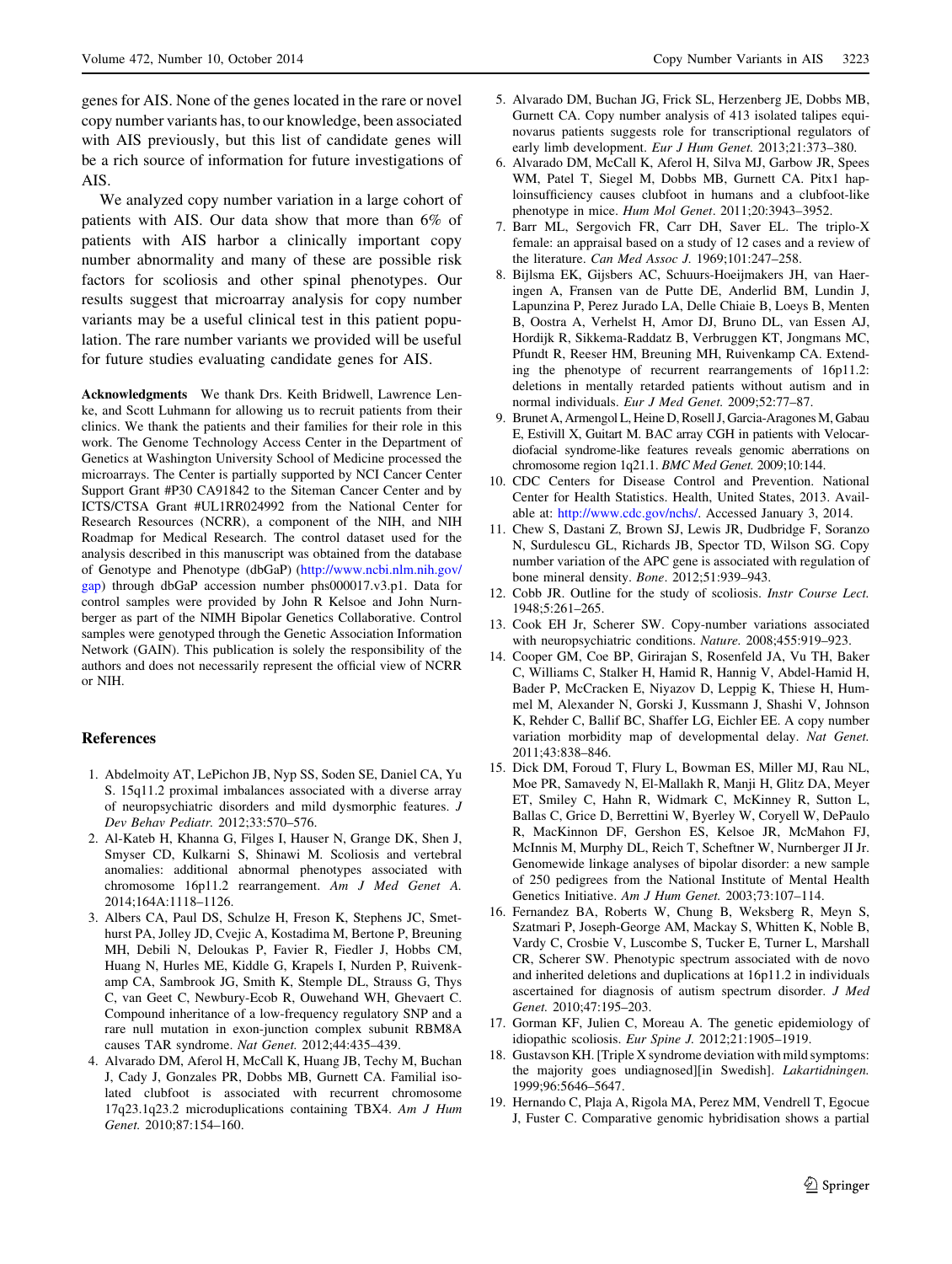genes for AIS. None of the genes located in the rare or novel copy number variants has, to our knowledge, been associated with AIS previously, but this list of candidate genes will be a rich source of information for future investigations of AIS.

We analyzed copy number variation in a large cohort of patients with AIS. Our data show that more than 6% of patients with AIS harbor a clinically important copy number abnormality and many of these are possible risk factors for scoliosis and other spinal phenotypes. Our results suggest that microarray analysis for copy number variants may be a useful clinical test in this patient population. The rare number variants we provided will be useful for future studies evaluating candidate genes for AIS.

**Acknowledgments** We thank Drs. Keith Bridwell, Lawrence Lenke, and Scott Luhmann for allowing us to recruit patients from their clinics. We thank the patients and their families for their role in this work. The Genome Technology Access Center in the Department of Genetics at Washington University School of Medicine processed the microarrays. The Center is partially supported by NCI Cancer Center Support Grant #P30 CA91842 to the Siteman Cancer Center and by ICTS/CTSA Grant #UL1RR024992 from the National Center for Research Resources (NCRR), a component of the NIH, and NIH Roadmap for Medical Research. The control dataset used for the analysis described in this manuscript was obtained from the database of Genotype and Phenotype (dbGaP) (http://www.ncbi.nlm.nih.gov/gap) through dbGaP accession number phs000017.v3.p1. Data for control samples were provided by John R Kelsoe and John Nurnberger as part of the NIMH Bipolar Genetics Collaborative. Control samples were genotyped through the Genetic Association Information Network (GAIN). This publication is solely the responsibility of the authors and does not necessarily represent the official view of NCRR or NIH.

## References

1. Abdelmoity AT, LePichon JB, Nyp SS, Soden SE, Daniel CA, Yu S. 15q11.2 proximal imbalances associated with a diverse array of neuropsychiatric disorders and mild dysmorphic features. *J Dev Behav Pediatr.* 2012;33:570–576.
2. Al-Kateb H, Khanna G, Filges I, Hauser N, Grange DK, Shen J, Smyser CD, Kulkarni S, Shinawi M. Scoliosis and vertebral anomalies: additional abnormal phenotypes associated with chromosome 16p11.2 rearrangement. *Am J Med Genet A.* 2014;164A:1118–1126.
3. Albers CA, Paul DS, Schulze H, Freson K, Stephens JC, Smethurst PA, Jolley JD, Cvejic A, Kostadima M, Bertone P, Breuning MH, Debili N, Deloukas P, Favier R, Fiedler J, Hobbs CM, Huang N, Hurles ME, Kiddle G, Krapels I, Nurden P, Ruivenkamp CA, Sambrook JG, Smith K, Stemple DL, Strauss G, Thys C, van Geet C, Newbury-Ecob R, Ouwehand WH, Ghevaert C. Compound inheritance of a low-frequency regulatory SNP and a rare null mutation in exon-junction complex subunit RBM8A causes TAR syndrome. *Nat Genet.* 2012;44:435–439.
4. Alvarado DM, Aferol H, McCall K, Huang JB, Techy M, Buchan J, Cady J, Gonzales PR, Dobbs MB, Gurnett CA. Familial isolated clubfoot is associated with recurrent chromosome 17q23.1q23.2 microduplications containing TBX4. *Am J Hum Genet.* 2010;87:154–160.
5. Alvarado DM, Buchan JG, Frick SL, Herzenberg JE, Dobbs MB, Gurnett CA. Copy number analysis of 413 isolated talipes equinovarus patients suggests role for transcriptional regulators of early limb development. *Eur J Hum Genet.* 2013;21:373–380.
6. Alvarado DM, McCall K, Aferol H, Silva MJ, Garbow JR, Spees WM, Patel T, Siegel M, Dobbs MB, Gurnett CA. Pitx1 haploinsufficiency causes clubfoot in humans and a clubfoot-like phenotype in mice. *Hum Mol Genet.* 2011;20:3943–3952.
7. Barr ML, Sergovich FR, Carr DH, Saver EL. The triplo-X female: an appraisal based on a study of 12 cases and a review of the literature. *Can Med Assoc J.* 1969;101:247–258.
8. Bijlsma EK, Gijsbers AC, Schuurs-Hoeijmakers JH, van Haeringen A, Fransen van de Putte DE, Anderlid BM, Lundin J, Lapunzina P, Perez Jurado LA, Delle Chiaie B, Loeys B, Menten B, Oostra A, Verhelst H, Amor DJ, Bruno DL, van Essen AJ, Hordijk R, Sikkema-Raddatz B, Verbruggen KT, Jongmans MC, Pfundt R, Reeser HM, Breuning MH, Ruivenkamp CA. Extending the phenotype of recurrent rearrangements of 16p11.2: deletions in mentally retarded patients without autism and in normal individuals. *Eur J Med Genet.* 2009;52:77–87.
9. Brunet A, Armengol L, Heine D, Rosell J, Garcia-Aragones M, Gabau E, Estivill X, Guitart M. BAC array CGH in patients with Velocardiofacial syndrome-like features reveals genomic aberrations on chromosome region 1q21.1. *BMC Med Genet.* 2009;10:144.
10. CDC Centers for Disease Control and Prevention. National Center for Health Statistics. Health, United States, 2013. Available at: http://www.cdc.gov/nchs/. Accessed January 3, 2014.
11. Chew S, Dastani Z, Brown SJ, Lewis JR, Dudbridge F, Soranzo N, Surdulescu GL, Richards JB, Spector TD, Wilson SG. Copy number variation of the APC gene is associated with regulation of bone mineral density. *Bone.* 2012;51:939–943.
12. Cobb JR. Outline for the study of scoliosis. *Instr Course Lect.* 1948;5:261–265.
13. Cook EH Jr, Scherer SW. Copy-number variations associated with neuropsychiatric conditions. *Nature.* 2008;455:919–923.
14. Cooper GM, Coe BP, Girirajan S, Rosenfeld JA, Vu TH, Baker C, Williams C, Stalker H, Hamid R, Hannig V, Abdel-Hamid H, Bader P, McCracken E, Niyazov D, Leppig K, Thiese H, Hummel M, Alexander N, Gorski J, Kussmann J, Shashi V, Johnson K, Rehder C, Ballif BC, Shaffer LG, Eichler EE. A copy number variation morbidity map of developmental delay. *Nat Genet.* 2011;43:838–846.
15. Dick DM, Foroud T, Flury L, Bowman ES, Miller MJ, Rau NL, Moe PR, Samavedy N, El-Mallakh R, Manji H, Glitz DA, Meyer ET, Smiley C, Hahn R, Widmark C, McKinney R, Sutton L, Ballas C, Grice D, Berrettini W, Byerley W, Coryell W, DePaulo R, MacKinnon DF, Gershon ES, Kelsoe JR, McMahon FJ, McInnis M, Murphy DL, Reich T, Scheftner W, Nurnberger JI Jr. Genomewide linkage analyses of bipolar disorder: a new sample of 250 pedigrees from the National Institute of Mental Health Genetics Initiative. *Am J Hum Genet.* 2003;73:107–114.
16. Fernandez BA, Roberts W, Chung B, Weksberg R, Meyn S, Szatmari P, Joseph-George AM, Mackay S, Whitten K, Noble B, Vardy C, Crosbie V, Luscombe S, Tucker E, Turner L, Marshall CR, Scherer SW. Phenotypic spectrum associated with de novo and inherited deletions and duplications at 16p11.2 in individuals ascertained for diagnosis of autism spectrum disorder. *J Med Genet.* 2010;47:195–203.
17. Gorman KF, Julien C, Moreau A. The genetic epidemiology of idiopathic scoliosis. *Eur Spine J.* 2012;21:1905–1919.
18. Gustavson KH. [Triple X syndrome deviation with mild symptoms: the majority goes undiagnosed][in Swedish]. *Lakartidningen.* 1999;96:5646–5647.
19. Hernando C, Plaja A, Rigola MA, Perez MM, Vendrell T, Egocue J, Fuster C. Comparative genomic hybridisation shows a partial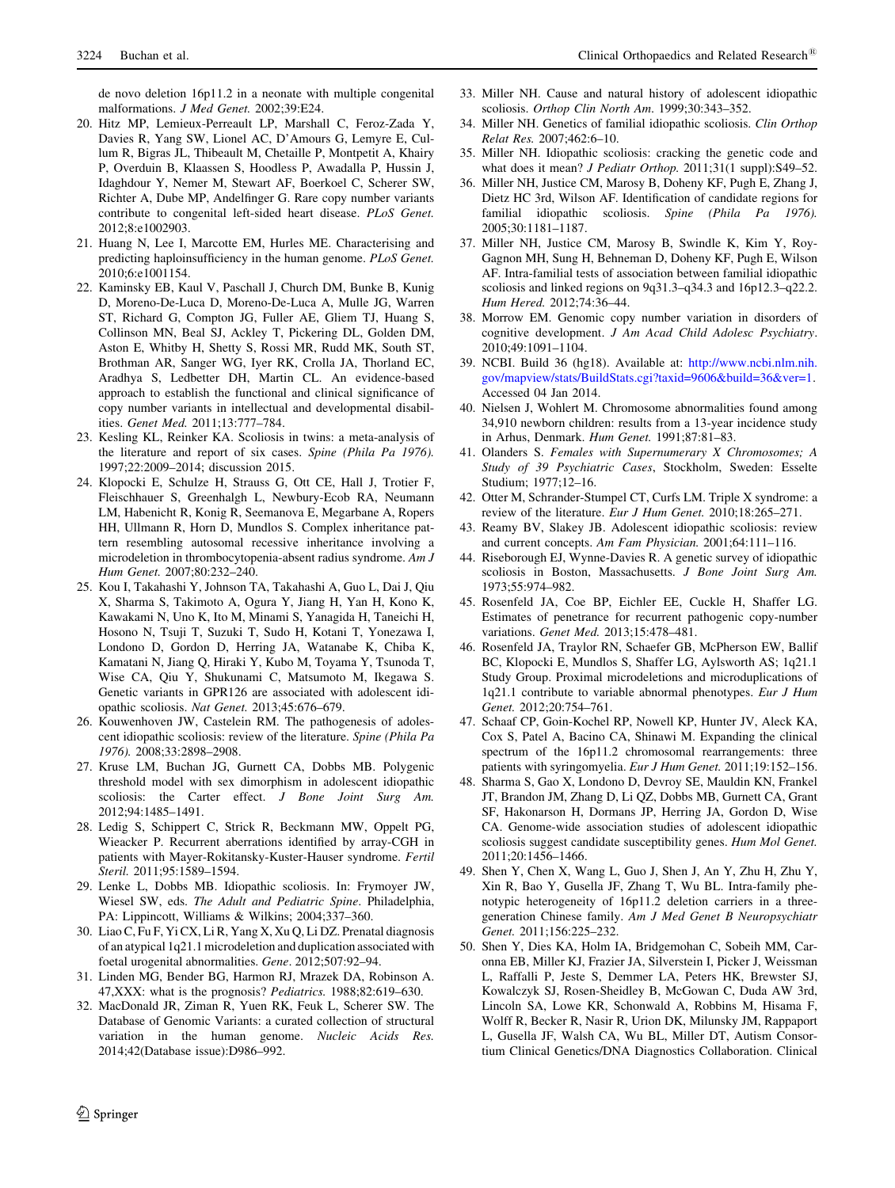de novo deletion 16p11.2 in a neonate with multiple congenital malformations. *J Med Genet.* 2002;39:E24.

20. Hitz MP, Lemieux-Perreault LP, Marshall C, Feroz-Zada Y, Davies R, Yang SW, Lionel AC, D'Amours G, Lemyre E, Cullum R, Bigras JL, Thibeault M, Chetaille P, Montpetit A, Khairy P, Overduin B, Klaassen S, Hoodless P, Awadalla P, Hussin J, Idaghdour Y, Nemer M, Stewart AF, Boerkoel C, Scherer SW, Richter A, Dube MP, Andelfinger G. Rare copy number variants contribute to congenital left-sided heart disease. *PLoS Genet.* 2012;8:e1002903.
21. Huang N, Lee I, Marcotte EM, Hurles ME. Characterising and predicting haploinsufficiency in the human genome. *PLoS Genet.* 2010;6:e1001154.
22. Kaminsky EB, Kaul V, Paschall J, Church DM, Bunke B, Kunig D, Moreno-De-Luca D, Moreno-De-Luca A, Mulle JG, Warren ST, Richard G, Compton JG, Fuller AE, Gliem TJ, Huang S, Collinson MN, Beal SJ, Ackley T, Pickering DL, Golden DM, Aston E, Whitby H, Shetty S, Rossi MR, Rudd MK, South ST, Brothman AR, Sanger WG, Iyer RK, Crolla JA, Thorland EC, Aradhya S, Ledbetter DH, Martin CL. An evidence-based approach to establish the functional and clinical significance of copy number variants in intellectual and developmental disabilities. *Genet Med.* 2011;13:777–784.
23. Kesling KL, Reinker KA. Scoliosis in twins: a meta-analysis of the literature and report of six cases. *Spine (Phila Pa 1976).* 1997;22:2009–2014; discussion 2015.
24. Klopocki E, Schulze H, Strauss G, Ott CE, Hall J, Trotier F, Fleischhauer S, Greenhalgh L, Newbury-Ecob RA, Neumann LM, Habenicht R, Konig R, Seemanova E, Megarbane A, Ropers HH, Ullmann R, Horn D, Mundlos S. Complex inheritance pattern resembling autosomal recessive inheritance involving a microdeletion in thrombocytopenia-absent radius syndrome. *Am J Hum Genet.* 2007;80:232–240.
25. Kou I, Takahashi Y, Johnson TA, Takahashi A, Guo L, Dai J, Qiu X, Sharma S, Takimoto A, Ogura Y, Jiang H, Yan H, Kono K, Kawakami N, Uno K, Ito M, Minami S, Yanagida H, Taneichi H, Hosono N, Tsuji T, Suzuki T, Sudo H, Kotani T, Yonezawa I, Londono D, Gordon D, Herring JA, Watanabe K, Chiba K, Kamatani N, Jiang Q, Hiraki Y, Kubo M, Toyama Y, Tsunoda T, Wise CA, Qiu Y, Shukunami C, Matsumoto M, Ikegawa S. Genetic variants in GPR126 are associated with adolescent idiopathic scoliosis. *Nat Genet.* 2013;45:676–679.
26. Kouwenhoven JW, Castelein RM. The pathogenesis of adolescent idiopathic scoliosis: review of the literature. *Spine (Phila Pa 1976).* 2008;33:2898–2908.
27. Kruse LM, Buchan JG, Gurnett CA, Dobbs MB. Polygenic threshold model with sex dimorphism in adolescent idiopathic scoliosis: the Carter effect. *J Bone Joint Surg Am.* 2012;94:1485–1491.
28. Ledig S, Schippert C, Strick R, Beckmann MW, Oppelt PG, Wieacker P. Recurrent aberrations identified by array-CGH in patients with Mayer-Rokitansky-Kuster-Hauser syndrome. *Fertil Steril.* 2011;95:1589–1594.
29. Lenke L, Dobbs MB. Idiopathic scoliosis. In: Frymoyer JW, Wiesel SW, eds. *The Adult and Pediatric Spine*. Philadelphia, PA: Lippincott, Williams & Wilkins; 2004;337–360.
30. Liao C, Fu F, Yi CX, Li R, Yang X, Xu Q, Li DZ. Prenatal diagnosis of an atypical 1q21.1 microdeletion and duplication associated with foetal urogenital abnormalities. *Gene*. 2012;507:92–94.
31. Linden MG, Bender BG, Harmon RJ, Mrazek DA, Robinson A. 47,XXX: what is the prognosis? *Pediatrics.* 1988;82:619–630.
32. MacDonald JR, Ziman R, Yuen RK, Feuk L, Scherer SW. The Database of Genomic Variants: a curated collection of structural variation in the human genome. *Nucleic Acids Res.* 2014;42(Database issue):D986–992.
33. Miller NH. Cause and natural history of adolescent idiopathic scoliosis. *Orthop Clin North Am.* 1999;30:343–352.
34. Miller NH. Genetics of familial idiopathic scoliosis. *Clin Orthop Relat Res.* 2007;462:6–10.
35. Miller NH. Idiopathic scoliosis: cracking the genetic code and what does it mean? *J Pediatr Orthop.* 2011;31(1 suppl):S49–52.
36. Miller NH, Justice CM, Marosy B, Doheny KF, Pugh E, Zhang J, Dietz HC 3rd, Wilson AF. Identification of candidate regions for familial idiopathic scoliosis. *Spine (Phila Pa 1976).* 2005;30:1181–1187.
37. Miller NH, Justice CM, Marosy B, Swindle K, Kim Y, Roy-Gagnon MH, Sung H, Behneman D, Doheny KF, Pugh E, Wilson AF. Intra-familial tests of association between familial idiopathic scoliosis and linked regions on 9q31.3–q34.3 and 16p12.3–q22.2. *Hum Hered.* 2012;74:36–44.
38. Morrow EM. Genomic copy number variation in disorders of cognitive development. *J Am Acad Child Adolesc Psychiatry*. 2010;49:1091–1104.
39. NCBI. Build 36 (hg18). Available at: http://www.ncbi.nlm.nih.gov/mapview/stats/BuildStats.cgi?taxid=9606&build=36&ver=1. Accessed 04 Jan 2014.
40. Nielsen J, Wohlert M. Chromosome abnormalities found among 34,910 newborn children: results from a 13-year incidence study in Arhus, Denmark. *Hum Genet.* 1991;87:81–83.
41. Olanders S. *Females with Supernumerary X Chromosomes; A Study of 39 Psychiatric Cases*, Stockholm, Sweden: Esselte Studium; 1977;12–16.
42. Otter M, Schrander-Stumpel CT, Curfs LM. Triple X syndrome: a review of the literature. *Eur J Hum Genet.* 2010;18:265–271.
43. Reamy BV, Slakey JB. Adolescent idiopathic scoliosis: review and current concepts. *Am Fam Physician.* 2001;64:111–116.
44. Riseborough EJ, Wynne-Davies R. A genetic survey of idiopathic scoliosis in Boston, Massachusetts. *J Bone Joint Surg Am.* 1973;55:974–982.
45. Rosenfeld JA, Coe BP, Eichler EE, Cuckle H, Shaffer LG. Estimates of penetrance for recurrent pathogenic copy-number variations. *Genet Med.* 2013;15:478–481.
46. Rosenfeld JA, Traylor RN, Schaefer GB, McPherson EW, Ballif BC, Klopocki E, Mundlos S, Shaffer LG, Aylsworth AS; 1q21.1 Study Group. Proximal microdeletions and microduplications of 1q21.1 contribute to variable abnormal phenotypes. *Eur J Hum Genet.* 2012;20:754–761.
47. Schaaf CP, Goin-Kochel RP, Nowell KP, Hunter JV, Aleck KA, Cox S, Patel A, Bacino CA, Shinawi M. Expanding the clinical spectrum of the 16p11.2 chromosomal rearrangements: three patients with syringomyelia. *Eur J Hum Genet.* 2011;19:152–156.
48. Sharma S, Gao X, Londono D, Devroy SE, Mauldin KN, Frankel JT, Brandon JM, Zhang D, Li QZ, Dobbs MB, Gurnett CA, Grant SF, Hakonarson H, Dormans JP, Herring JA, Gordon D, Wise CA. Genome-wide association studies of adolescent idiopathic scoliosis suggest candidate susceptibility genes. *Hum Mol Genet.* 2011;20:1456–1466.
49. Shen Y, Chen X, Wang L, Guo J, Shen J, An Y, Zhu H, Zhu Y, Xin R, Bao Y, Gusella JF, Zhang T, Wu BL. Intra-family phenotypic heterogeneity of 16p11.2 deletion carriers in a three-generation Chinese family. *Am J Med Genet B Neuropsychiatr Genet.* 2011;156:225–232.
50. Shen Y, Dies KA, Holm IA, Bridgemohan C, Sobeih MM, Caronna EB, Miller KJ, Frazier JA, Silverstein I, Picker J, Weissman L, Raffalli P, Jeste S, Demmer LA, Peters HK, Brewster SJ, Kowalczyk SJ, Rosen-Sheidley B, McGowan C, Duda AW 3rd, Lincoln SA, Lowe KR, Schonwald A, Robbins M, Hisama F, Wolff R, Becker R, Nasir R, Urion DK, Milunsky JM, Rappaport L, Gusella JF, Walsh CA, Wu BL, Miller DT, Autism Consortium Clinical Genetics/DNA Diagnostics Collaboration. Clinical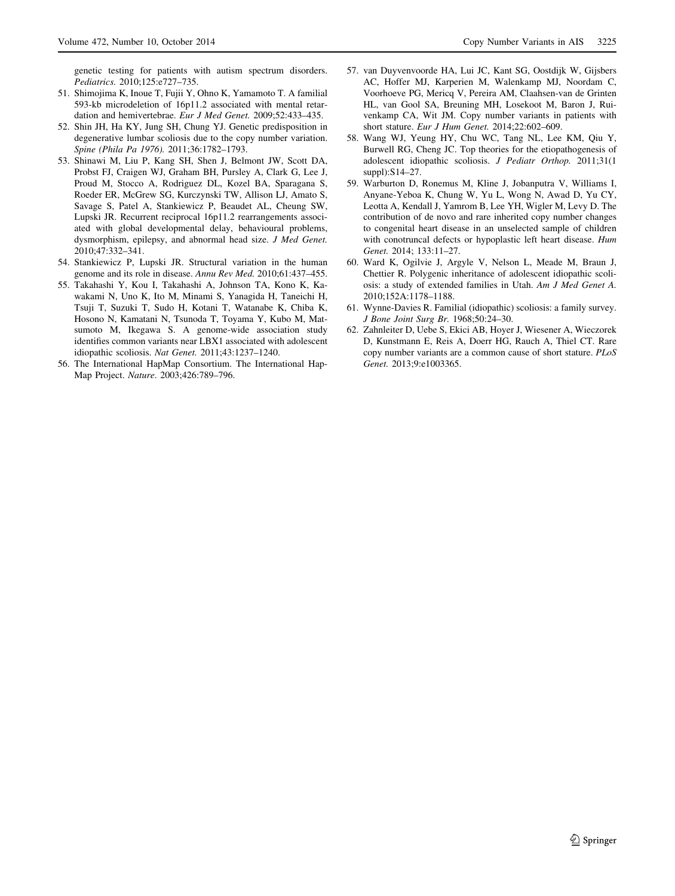genetic testing for patients with autism spectrum disorders. *Pediatrics.* 2010;125:e727–735.

51. Shimojima K, Inoue T, Fujii Y, Ohno K, Yamamoto T. A familial 593-kb microdeletion of 16p11.2 associated with mental retardation and hemivertebrae. *Eur J Med Genet.* 2009;52:433–435.
52. Shin JH, Ha KY, Jung SH, Chung YJ. Genetic predisposition in degenerative lumbar scoliosis due to the copy number variation. *Spine (Phila Pa 1976).* 2011;36:1782–1793.
53. Shinawi M, Liu P, Kang SH, Shen J, Belmont JW, Scott DA, Probst FJ, Craigen WJ, Graham BH, Pursley A, Clark G, Lee J, Proud M, Stocco A, Rodriguez DL, Kozel BA, Sparagana S, Roeder ER, McGrew SG, Kurczynski TW, Allison LJ, Amato S, Savage S, Patel A, Stankiewicz P, Beaudet AL, Cheung SW, Lupski JR. Recurrent reciprocal 16p11.2 rearrangements associated with global developmental delay, behavioural problems, dysmorphism, epilepsy, and abnormal head size. *J Med Genet.* 2010;47:332–341.
54. Stankiewicz P, Lupski JR. Structural variation in the human genome and its role in disease. *Annu Rev Med.* 2010;61:437–455.
55. Takahashi Y, Kou I, Takahashi A, Johnson TA, Kono K, Kawakami N, Uno K, Ito M, Minami S, Yanagida H, Taneichi H, Tsuji T, Suzuki T, Sudo H, Kotani T, Watanabe K, Chiba K, Hosono N, Kamatani N, Tsunoda T, Toyama Y, Kubo M, Matsumoto M, Ikegawa S. A genome-wide association study identifies common variants near LBX1 associated with adolescent idiopathic scoliosis. *Nat Genet.* 2011;43:1237–1240.
56. The International HapMap Consortium. The International HapMap Project. *Nature*. 2003;426:789–796.
57. van Duyvenvoorde HA, Lui JC, Kant SG, Oostdijk W, Gijsbers AC, Hoffer MJ, Karperien M, Walenkamp MJ, Noordam C, Voorhoeve PG, Mericq V, Pereira AM, Claahsen-van de Grinten HL, van Gool SA, Breuning MH, Losekoot M, Baron J, Ruivenkamp CA, Wit JM. Copy number variants in patients with short stature. *Eur J Hum Genet.* 2014;22:602–609.
58. Wang WJ, Yeung HY, Chu WC, Tang NL, Lee KM, Qiu Y, Burwell RG, Cheng JC. Top theories for the etiopathogenesis of adolescent idiopathic scoliosis. *J Pediatr Orthop.* 2011;31(1 suppl):S14–27.
59. Warburton D, Ronemus M, Kline J, Jobanputra V, Williams I, Anyane-Yeboa K, Chung W, Yu L, Wong N, Awad D, Yu CY, Leotta A, Kendall J, Yamrom B, Lee YH, Wigler M, Levy D. The contribution of de novo and rare inherited copy number changes to congenital heart disease in an unselected sample of children with conotruncal defects or hypoplastic left heart disease. *Hum Genet.* 2014; 133:11–27.
60. Ward K, Ogilvie J, Argyle V, Nelson L, Meade M, Braun J, Chettier R. Polygenic inheritance of adolescent idiopathic scoliosis: a study of extended families in Utah. *Am J Med Genet A.* 2010;152A:1178–1188.
61. Wynne-Davies R. Familial (idiopathic) scoliosis: a family survey. *J Bone Joint Surg Br.* 1968;50:24–30.
62. Zahnleiter D, Uebe S, Ekici AB, Hoyer J, Wiesener A, Wieczorek D, Kunstmann E, Reis A, Doerr HG, Rauch A, Thiel CT. Rare copy number variants are a common cause of short stature. *PLoS Genet.* 2013;9:e1003365.